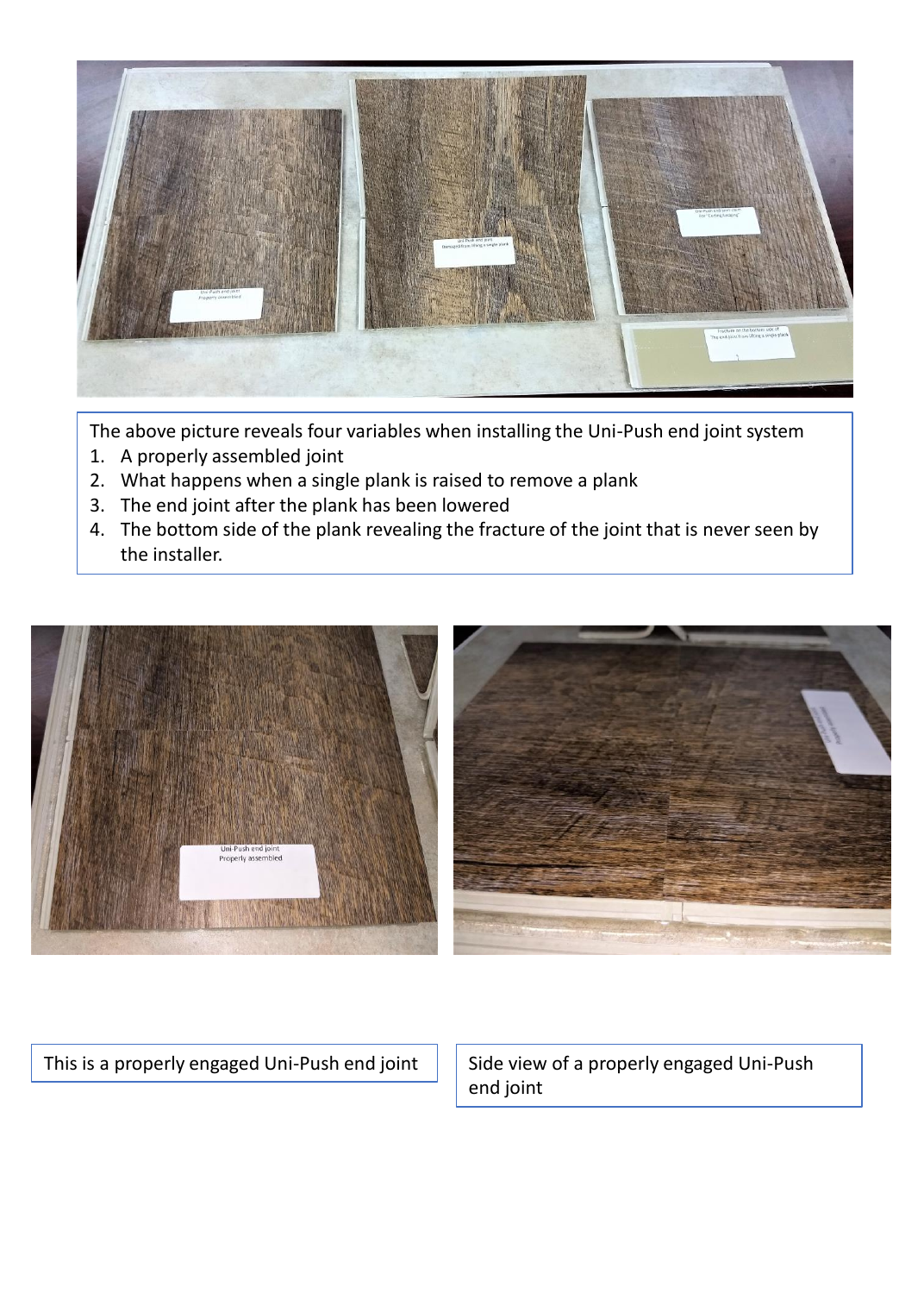The above picture reveals four variables when installing the Uni-Push end joint system

1. A properly assembled joint
2. What happens when a single plank is raised to remove a plank
3. The end joint after the plank has been lowered
4. The bottom side of the plank revealing the fracture of the joint that is never seen by the installer.

This is a properly engaged Uni-Push end joint

Side view of a properly engaged Uni-Push end joint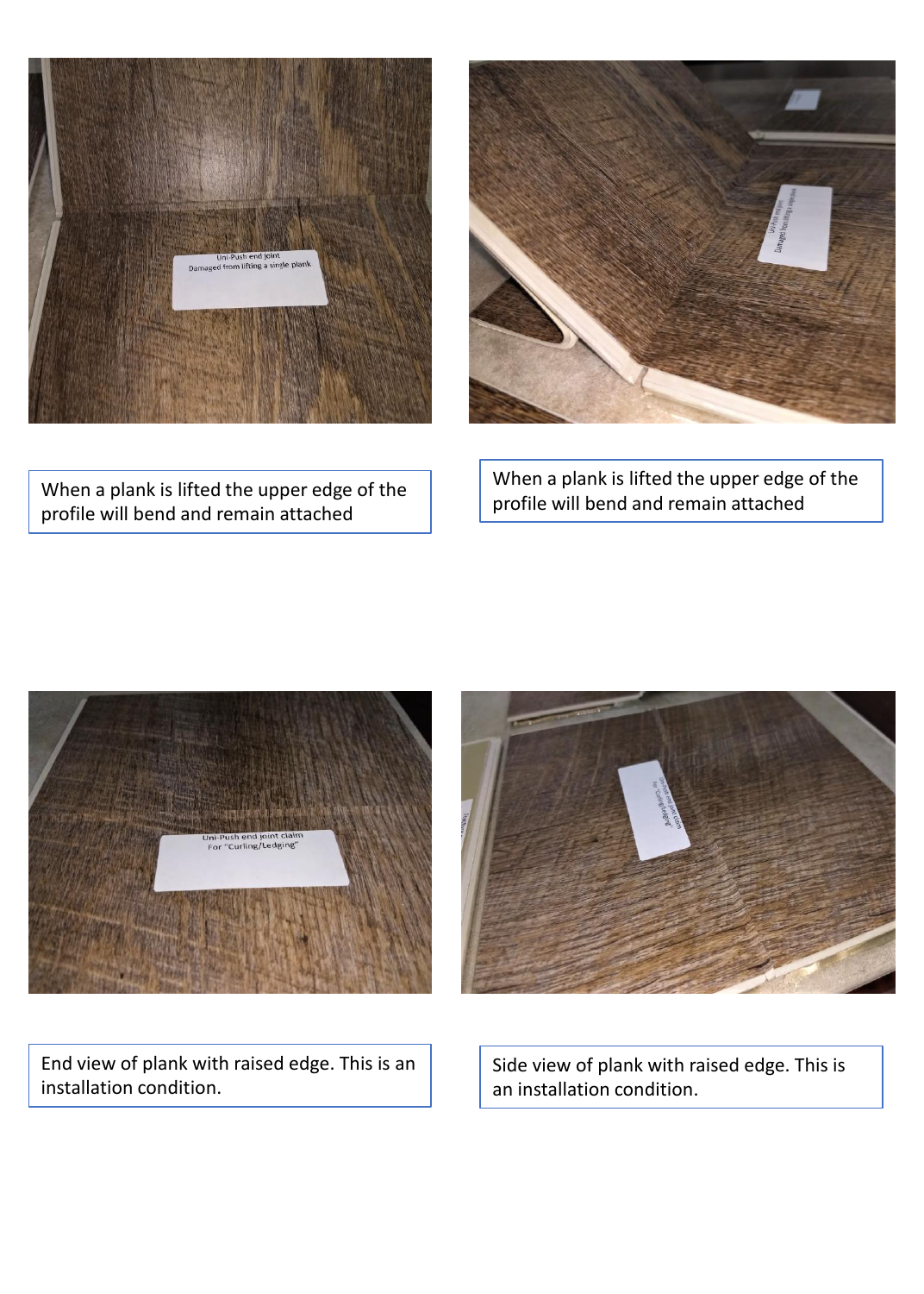When a plank is lifted the upper edge of the profile will bend and remain attached

When a plank is lifted the upper edge of the profile will bend and remain attached

End view of plank with raised edge. This is an installation condition.

Side view of plank with raised edge. This is an installation condition.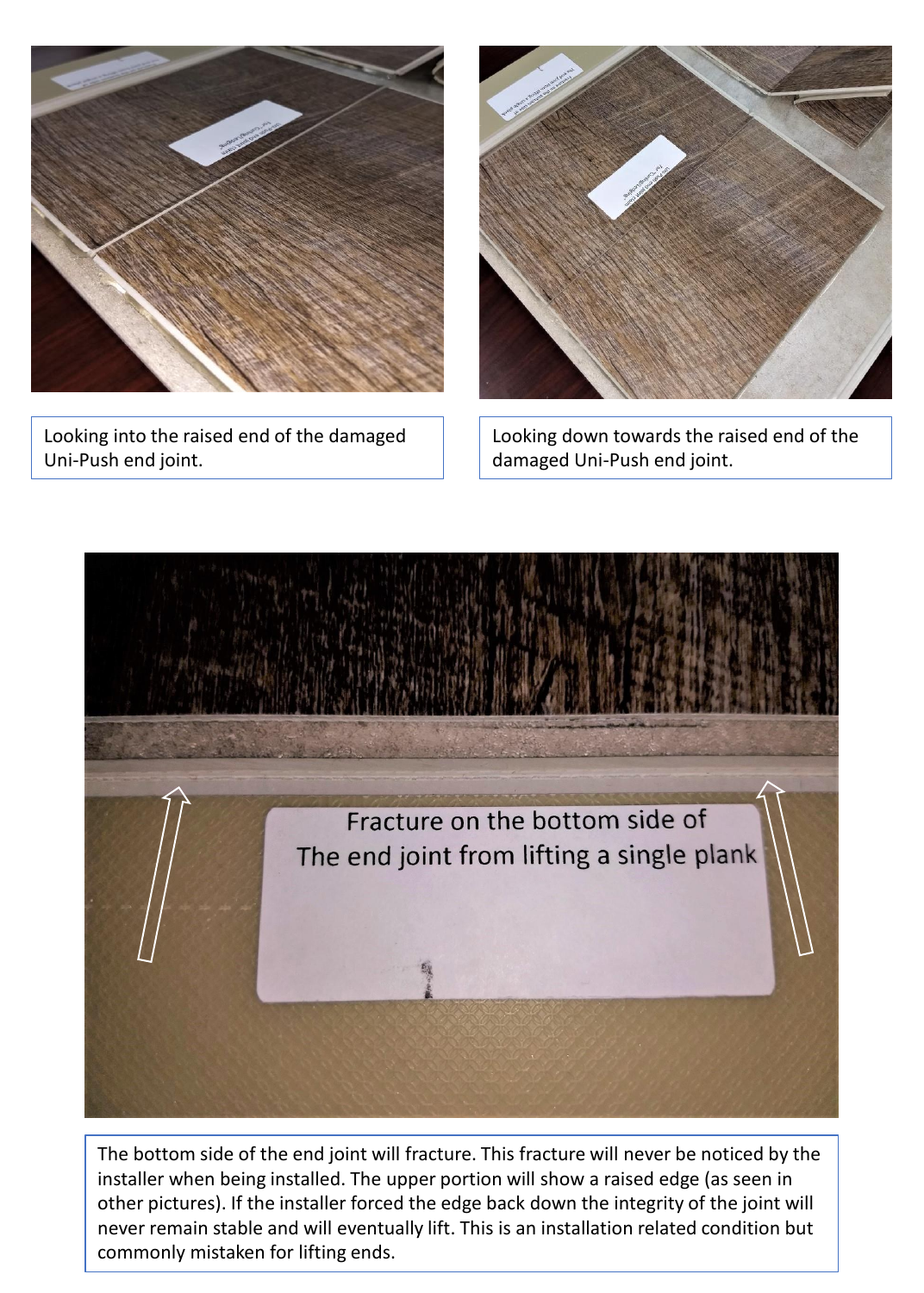Looking into the raised end of the damaged Uni-Push end joint.

Looking down towards the raised end of the damaged Uni-Push end joint.

Fracture on the bottom side of
The end joint from lifting a single plank

The bottom side of the end joint will fracture. This fracture will never be noticed by the installer when being installed. The upper portion will show a raised edge (as seen in other pictures). If the installer forced the edge back down the integrity of the joint will never remain stable and will eventually lift. This is an installation related condition but commonly mistaken for lifting ends.